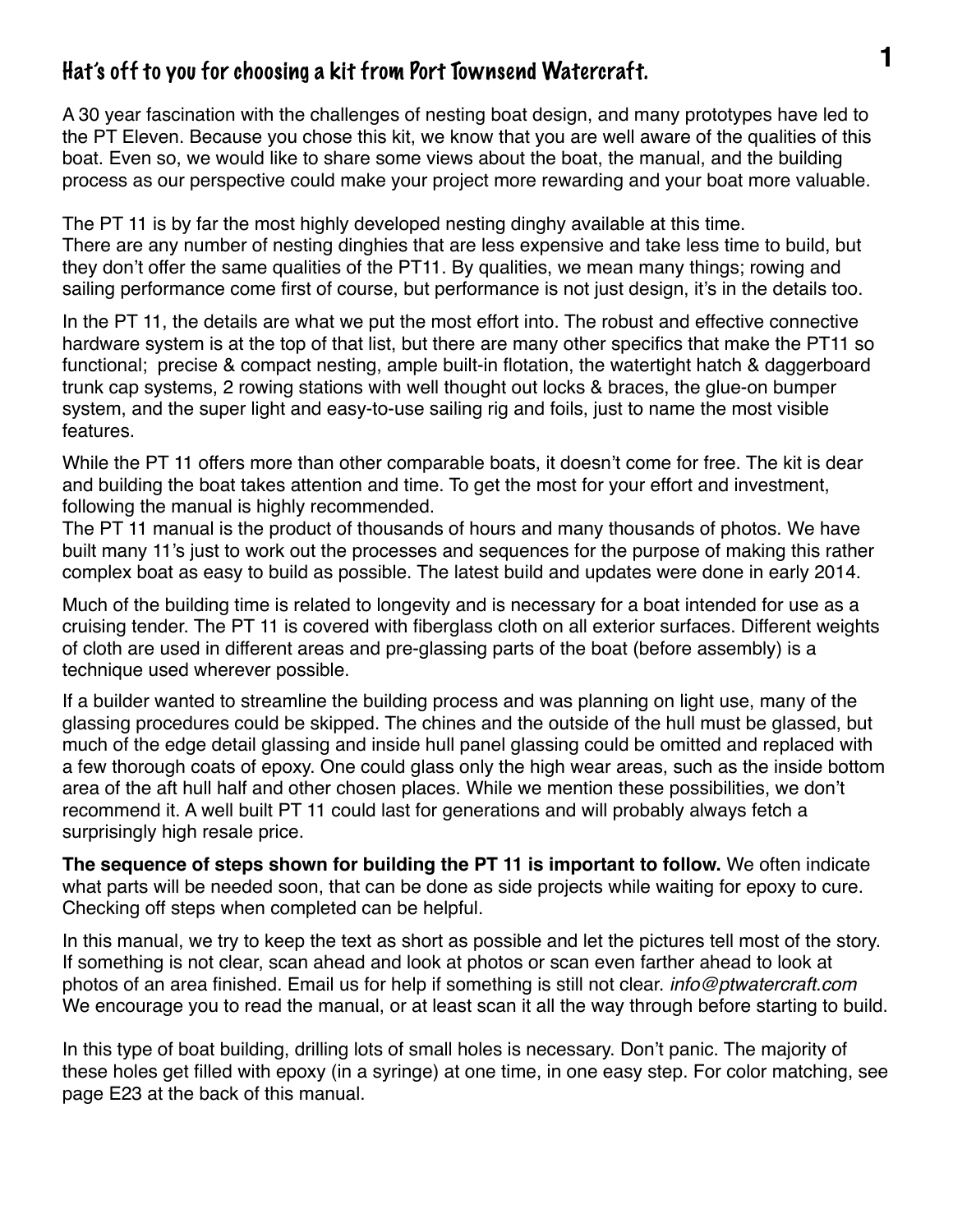## Hat's off to you for choosing a kit from Port Townsend Watercraft.

A 30 year fascination with the challenges of nesting boat design, and many prototypes have led to the PT Eleven. Because you chose this kit, we know that you are well aware of the qualities of this boat. Even so, we would like to share some views about the boat, the manual, and the building process as our perspective could make your project more rewarding and your boat more valuable.

The PT 11 is by far the most highly developed nesting dinghy available at this time.
There are any number of nesting dinghies that are less expensive and take less time to build, but they don't offer the same qualities of the PT11. By qualities, we mean many things; rowing and sailing performance come first of course, but performance is not just design, it's in the details too.

In the PT 11, the details are what we put the most effort into. The robust and effective connective hardware system is at the top of that list, but there are many other specifics that make the PT11 so functional; precise & compact nesting, ample built-in flotation, the watertight hatch & daggerboard trunk cap systems, 2 rowing stations with well thought out locks & braces, the glue-on bumper system, and the super light and easy-to-use sailing rig and foils, just to name the most visible features.

While the PT 11 offers more than other comparable boats, it doesn't come for free. The kit is dear and building the boat takes attention and time. To get the most for your effort and investment, following the manual is highly recommended.
The PT 11 manual is the product of thousands of hours and many thousands of photos. We have built many 11's just to work out the processes and sequences for the purpose of making this rather complex boat as easy to build as possible. The latest build and updates were done in early 2014.

Much of the building time is related to longevity and is necessary for a boat intended for use as a cruising tender. The PT 11 is covered with fiberglass cloth on all exterior surfaces. Different weights of cloth are used in different areas and pre-glassing parts of the boat (before assembly) is a technique used wherever possible.

If a builder wanted to streamline the building process and was planning on light use, many of the glassing procedures could be skipped. The chines and the outside of the hull must be glassed, but much of the edge detail glassing and inside hull panel glassing could be omitted and replaced with a few thorough coats of epoxy. One could glass only the high wear areas, such as the inside bottom area of the aft hull half and other chosen places. While we mention these possibilities, we don't recommend it. A well built PT 11 could last for generations and will probably always fetch a surprisingly high resale price.

**The sequence of steps shown for building the PT 11 is important to follow.** We often indicate what parts will be needed soon, that can be done as side projects while waiting for epoxy to cure. Checking off steps when completed can be helpful.

In this manual, we try to keep the text as short as possible and let the pictures tell most of the story. If something is not clear, scan ahead and look at photos or scan even farther ahead to look at photos of an area finished. Email us for help if something is still not clear. *info@ptwatercraft.com*
We encourage you to read the manual, or at least scan it all the way through before starting to build.

In this type of boat building, drilling lots of small holes is necessary. Don't panic. The majority of these holes get filled with epoxy (in a syringe) at one time, in one easy step. For color matching, see page E23 at the back of this manual.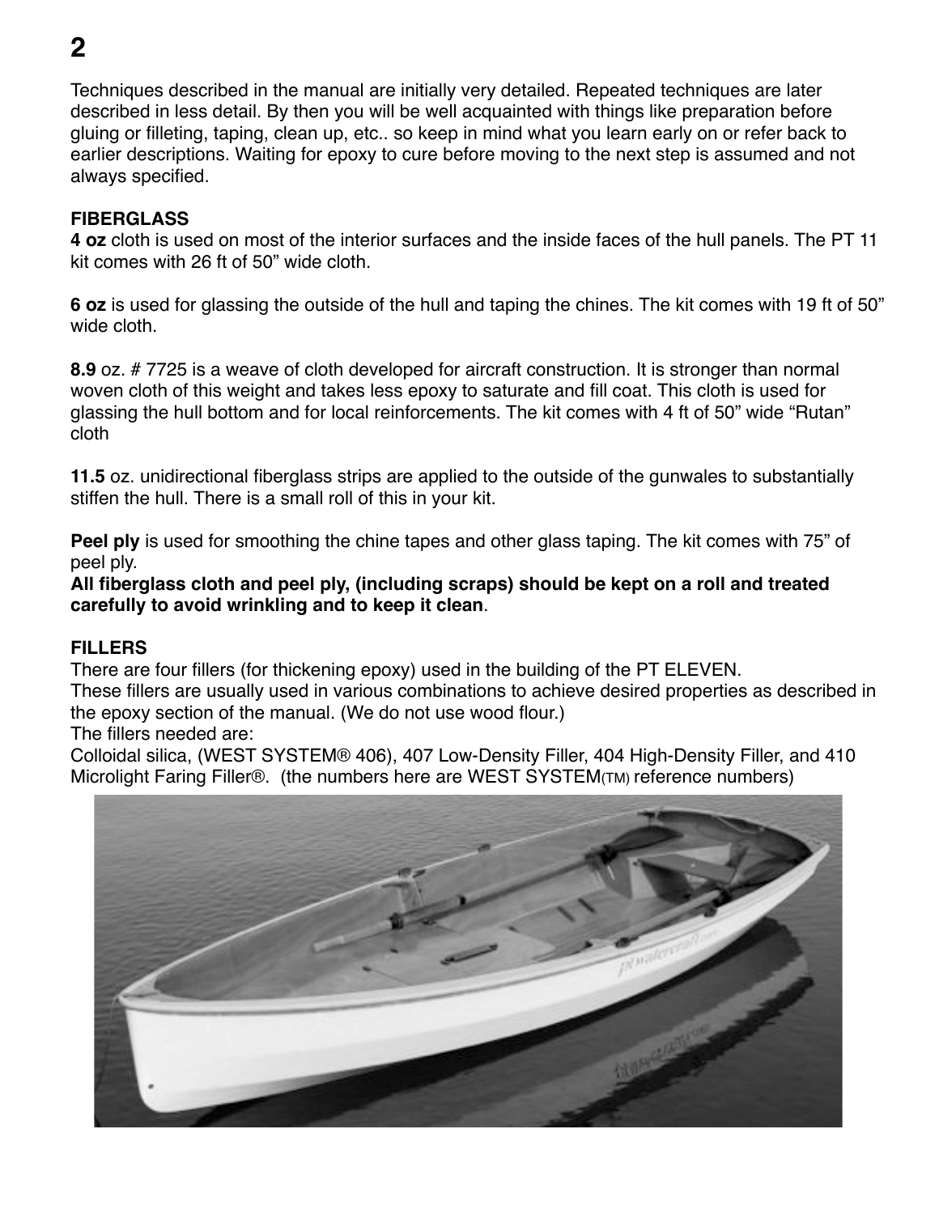Techniques described in the manual are initially very detailed. Repeated techniques are later described in less detail. By then you will be well acquainted with things like preparation before gluing or filleting, taping, clean up, etc.. so keep in mind what you learn early on or refer back to earlier descriptions. Waiting for epoxy to cure before moving to the next step is assumed and not always specified.

### FIBERGLASS

**4 oz** cloth is used on most of the interior surfaces and the inside faces of the hull panels. The PT 11 kit comes with 26 ft of 50" wide cloth.

**6 oz** is used for glassing the outside of the hull and taping the chines. The kit comes with 19 ft of 50" wide cloth.

**8.9** oz. # 7725 is a weave of cloth developed for aircraft construction. It is stronger than normal woven cloth of this weight and takes less epoxy to saturate and fill coat. This cloth is used for glassing the hull bottom and for local reinforcements. The kit comes with 4 ft of 50" wide "Rutan" cloth

**11.5** oz. unidirectional fiberglass strips are applied to the outside of the gunwales to substantially stiffen the hull. There is a small roll of this in your kit.

**Peel ply** is used for smoothing the chine tapes and other glass taping. The kit comes with 75" of peel ply.
**All fiberglass cloth and peel ply, (including scraps) should be kept on a roll and treated carefully to avoid wrinkling and to keep it clean**.

### FILLERS

There are four fillers (for thickening epoxy) used in the building of the PT ELEVEN.
These fillers are usually used in various combinations to achieve desired properties as described in the epoxy section of the manual. (We do not use wood flour.)
The fillers needed are:
Colloidal silica, (WEST SYSTEM® 406), 407 Low-Density Filler, 404 High-Density Filler, and 410 Microlight Faring Filler®. (the numbers here are WEST SYSTEM(TM) reference numbers)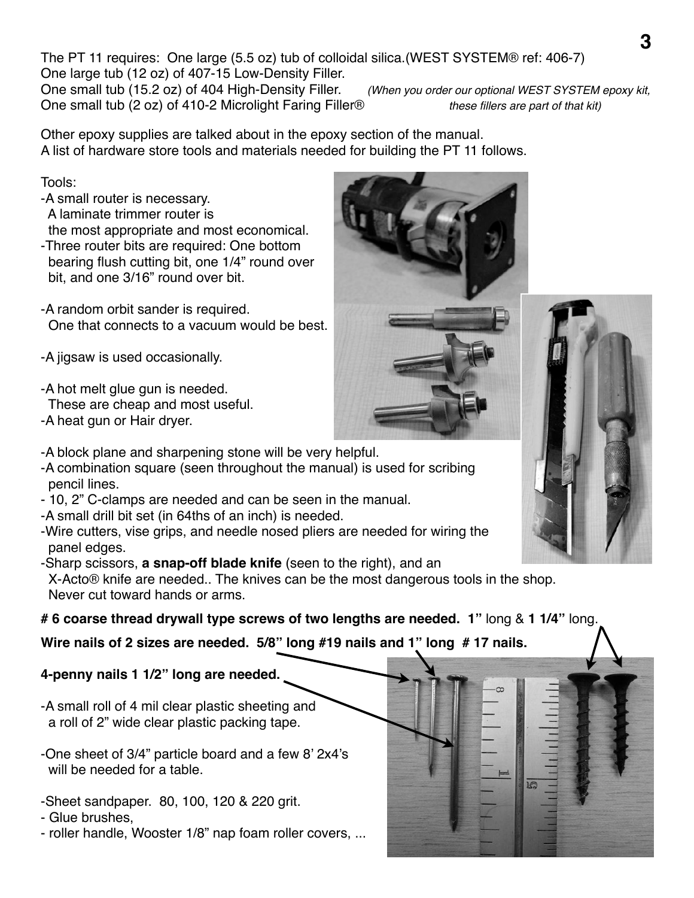The PT 11 requires: One large (5.5 oz) tub of colloidal silica.(WEST SYSTEM® ref: 406-7)
One large tub (12 oz) of 407-15 Low-Density Filler.
One small tub (15.2 oz) of 404 High-Density Filler. *(When you order our optional WEST SYSTEM epoxy kit,*
One small tub (2 oz) of 410-2 Microlight Faring Filler® *these fillers are part of that kit)*

Other epoxy supplies are talked about in the epoxy section of the manual.
A list of hardware store tools and materials needed for building the PT 11 follows.

Tools:

- A small router is necessary. A laminate trimmer router is the most appropriate and most economical.
- Three router bits are required: One bottom bearing flush cutting bit, one 1/4" round over bit, and one 3/16" round over bit.
- A random orbit sander is required. One that connects to a vacuum would be best.
- A jigsaw is used occasionally.
- A hot melt glue gun is needed. These are cheap and most useful.
- A heat gun or Hair dryer.
- A block plane and sharpening stone will be very helpful.
- A combination square (seen throughout the manual) is used for scribing pencil lines.
- 10, 2" C-clamps are needed and can be seen in the manual.
- A small drill bit set (in 64ths of an inch) is needed.
- Wire cutters, vise grips, and needle nosed pliers are needed for wiring the panel edges.
- Sharp scissors, **a snap-off blade knife** (seen to the right), and an X-Acto® knife are needed.. The knives can be the most dangerous tools in the shop. Never cut toward hands or arms.

**# 6 coarse thread drywall type screws of two lengths are needed. 1"** long & **1 1/4"** long.

**Wire nails of 2 sizes are needed. 5/8" long #19 nails and 1" long # 17 nails.**

**4-penny nails 1 1/2" long are needed.**

- A small roll of 4 mil clear plastic sheeting and a roll of 2" wide clear plastic packing tape.
- One sheet of 3/4" particle board and a few 8' 2x4's will be needed for a table.
- Sheet sandpaper. 80, 100, 120 & 220 grit.
- Glue brushes,
- roller handle, Wooster 1/8" nap foam roller covers, ...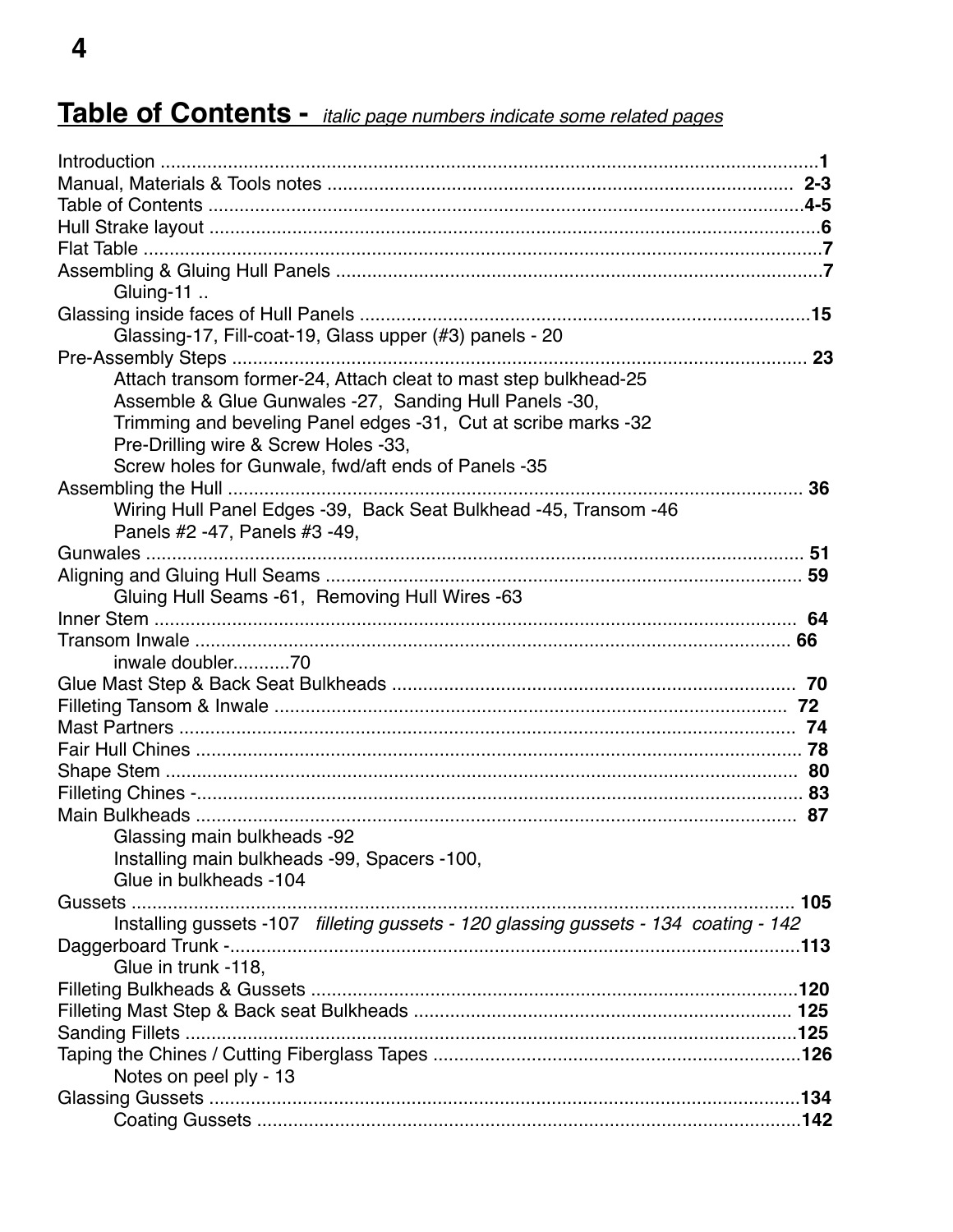## Table of Contents - *italic page numbers indicate some related pages*

Introduction ............................................................................................................................**1**
Manual, Materials & Tools notes ........................................................................................... **2-3**
Table of Contents ...................................................................................................................**4-5**
Hull Strake layout .....................................................................................................................**6**
Flat Table ...................................................................................................................................**7**
Assembling & Gluing Hull Panels .............................................................................................**7**
    Gluing-11 ..
Glassing inside faces of Hull Panels ......................................................................................**15**
    Glassing-17, Fill-coat-19, Glass upper (#3) panels - 20
Pre-Assembly Steps .............................................................................................................. **23**
    Attach transom former-24, Attach cleat to mast step bulkhead-25
    Assemble & Glue Gunwales -27, Sanding Hull Panels -30,
    Trimming and beveling Panel edges -31, Cut at scribe marks -32
    Pre-Drilling wire & Screw Holes -33,
    Screw holes for Gunwale, fwd/aft ends of Panels -35
Assembling the Hull .............................................................................................................. **36**
    Wiring Hull Panel Edges -39, Back Seat Bulkhead -45, Transom -46
    Panels #2 -47, Panels #3 -49,
Gunwales ............................................................................................................................... **51**
Aligning and Gluing Hull Seams ........................................................................................... **59**
    Gluing Hull Seams -61, Removing Hull Wires -63
Inner Stem ............................................................................................................................. **64**
Transom Inwale .................................................................................................................... **66**
    inwale doubler...........70
Glue Mast Step & Back Seat Bulkheads ............................................................................. **70**
Filleting Tansom & Inwale ................................................................................................... **72**
Mast Partners ....................................................................................................................... **74**
Fair Hull Chines .................................................................................................................... **78**
Shape Stem .......................................................................................................................... **80**
Filleting Chines -................................................................................................................... **83**
Main Bulkheads .................................................................................................................... **87**
    Glassing main bulkheads -92
    Installing main bulkheads -99, Spacers -100,
    Glue in bulkheads -104
Gussets ............................................................................................................................... **105**
    Installing gussets -107 *filleting gussets - 120 glassing gussets - 134 coating - 142*
Daggerboard Trunk -............................................................................................................**113**
    Glue in trunk -118,
Filleting Bulkheads & Gussets .............................................................................................**120**
Filleting Mast Step & Back seat Bulkheads ......................................................................... **125**
Sanding Fillets .....................................................................................................................**125**
Taping the Chines / Cutting Fiberglass Tapes ......................................................................**126**
    Notes on peel ply - 13
Glassing Gussets .................................................................................................................**134**
    Coating Gussets ...............................................................................................................**142**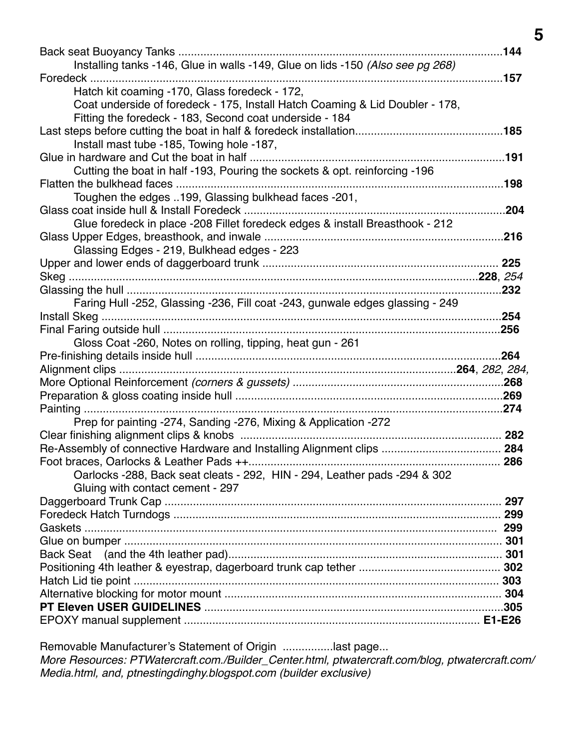Back seat Buoyancy Tanks .......................................................................................................**144**
Installing tanks -146, Glue in walls -149, Glue on lids -150 *(Also see pg 268)*

Foredeck ......................................................................................................................................**157**
Hatch kit coaming -170, Glass foredeck - 172,
Coat underside of foredeck - 175, Install Hatch Coaming & Lid Doubler - 178,
Fitting the foredeck - 183, Second coat underside - 184

Last steps before cutting the boat in half & foredeck installation..............................................**185**
Install mast tube -185, Towing hole -187,

Glue in hardware and Cut the boat in half .................................................................................**191**
Cutting the boat in half -193, Pouring the sockets & opt. reinforcing -196

Flatten the bulkhead faces ..........................................................................................................**198**
Toughen the edges ..199, Glassing bulkhead faces -201,

Glass coat inside hull & Install Foredeck ...................................................................................**204**
Glue foredeck in place -208 Fillet foredeck edges & install Breasthook - 212

Glass Upper Edges, breasthook, and inwale ..............................................................................**216**
Glassing Edges - 219, Bulkhead edges - 223

Upper and lower ends of daggerboard trunk ............................................................................ **225**

Skeg .........................................................................................................................................**228**, *254*

Glassing the hull .........................................................................................................................**232**
Faring Hull -252, Glassing -236, Fill coat -243, gunwale edges glassing - 249

Install Skeg .................................................................................................................................**254**

Final Faring outside hull .............................................................................................................**256**
Gloss Coat -260, Notes on rolling, tipping, heat gun - 261

Pre-finishing details inside hull ...................................................................................................**264**

Alignment clips ........................................................................................................**264**, *282*, *284*,

More Optional Reinforcement *(corners & gussets)* ...................................................................**268**

Preparation & gloss coating inside hull .......................................................................................**269**

Painting .......................................................................................................................................**274**
Prep for painting -274, Sanding -276, Mixing & Application -272

Clear finishing alignment clips & knobs .................................................................................... **282**

Re-Assembly of connective Hardware and Installing Alignment clips ...................................... **284**

Foot braces, Oarlocks & Leather Pads ++.................................................................................. **286**
Oarlocks -288, Back seat cleats - 292, HIN - 294, Leather pads -294 & 302
Gluing with contact cement - 297

Daggerboard Trunk Cap ............................................................................................................ **297**

Foredeck Hatch Turndogs .......................................................................................................... **299**

Gaskets ...................................................................................................................................... **299**

Glue on bumper .......................................................................................................................... **301**

Back Seat (and the 4th leather pad)........................................................................................... **301**

Positioning 4th leather & eyestrap, dagerboard trunk cap tether ............................................. **302**

Hatch Lid tie point ...................................................................................................................... **303**

Alternative blocking for motor mount ......................................................................................... **304**

**PT Eleven USER GUIDELINES** ...............................................................................................**305**

EPOXY manual supplement ................................................................................................ **E1-E26**

Removable Manufacturer's Statement of Origin ................last page...

*More Resources: PTWatercraft.com./Builder_Center.html, ptwatercraft.com/blog, ptwatercraft.com/Media.html, and, ptnestingdinghy.blogspot.com (builder exclusive)*